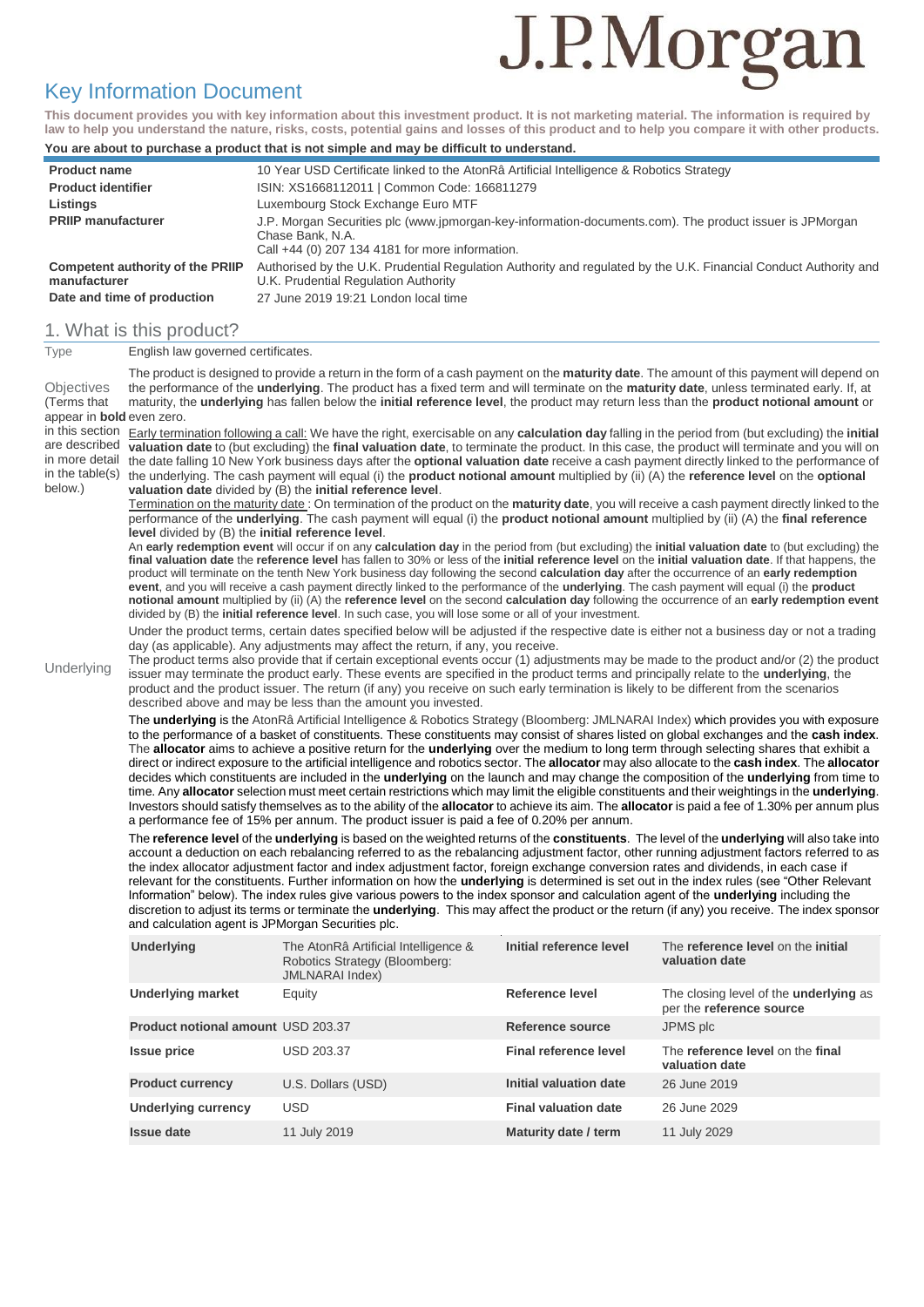# Key Information Document

**This document provides you with key information about this investment product. It is not marketing material. The information is required by law to help you understand the nature, risks, costs, potential gains and losses of this product and to help you compare it with other products.**

**You are about to purchase a product that is not simple and may be difficult to understand.**

| | |
|---|---|
| **Product name** | 10 Year USD Certificate linked to the AtonRâ Artificial Intelligence & Robotics Strategy |
| **Product identifier** | ISIN: XS1668112011 \| Common Code: 166811279 |
| **Listings** | Luxembourg Stock Exchange Euro MTF |
| **PRIIP manufacturer** | J.P. Morgan Securities plc (www.jpmorgan-key-information-documents.com). The product issuer is JPMorgan Chase Bank, N.A. Call +44 (0) 207 134 4181 for more information. |
| **Competent authority of the PRIIP manufacturer** | Authorised by the U.K. Prudential Regulation Authority and regulated by the U.K. Financial Conduct Authority and U.K. Prudential Regulation Authority |
| **Date and time of production** | 27 June 2019 19:21 London local time |

## 1. What is this product?

**Type**

English law governed certificates.

**Objectives**

(Terms that appear in **bold** in this section are described in more detail in the table(s) below.)

The product is designed to provide a return in the form of a cash payment on the **maturity date**. The amount of this payment will depend on the performance of the **underlying**. The product has a fixed term and will terminate on the **maturity date**, unless terminated early. If, at maturity, the **underlying** has fallen below the **initial reference level**, the product may return less than the **product notional amount** or even zero.

Early termination following a call: We have the right, exercisable on any **calculation day** falling in the period from (but excluding) the **initial valuation date** to (but excluding) the **final valuation date**, to terminate the product. In this case, the product will terminate and you will on the date falling 10 New York business days after the **optional valuation date** receive a cash payment directly linked to the performance of the underlying. The cash payment will equal (i) the **product notional amount** multiplied by (ii) (A) the **reference level** on the **optional valuation date** divided by (B) the **initial reference level**.

Termination on the maturity date : On termination of the product on the **maturity date**, you will receive a cash payment directly linked to the performance of the **underlying**. The cash payment will equal (i) the **product notional amount** multiplied by (ii) (A) the **final reference level** divided by (B) the **initial reference level**.

An **early redemption event** will occur if on any **calculation day** in the period from (but excluding) the **initial valuation date** to (but excluding) the **final valuation date** the **reference level** has fallen to 30% or less of the **initial reference level** on the **initial valuation date**. If that happens, the product will terminate on the tenth New York business day following the second **calculation day** after the occurrence of an **early redemption event**, and you will receive a cash payment directly linked to the performance of the **underlying**. The cash payment will equal (i) the **product notional amount** multiplied by (ii) (A) the **reference level** on the second **calculation day** following the occurrence of an **early redemption event** divided by (B) the **initial reference level**. In such case, you will lose some or all of your investment.

Under the product terms, certain dates specified below will be adjusted if the respective date is either not a business day or not a trading day (as applicable). Any adjustments may affect the return, if any, you receive.

The product terms also provide that if certain exceptional events occur (1) adjustments may be made to the product and/or (2) the product issuer may terminate the product early. These events are specified in the product terms and principally relate to the **underlying**, the product and the product issuer. The return (if any) you receive on such early termination is likely to be different from the scenarios described above and may be less than the amount you invested.

**Underlying**

The **underlying** is the AtonRâ Artificial Intelligence & Robotics Strategy (Bloomberg: JMLNARAI Index) which provides you with exposure to the performance of a basket of constituents. These constituents may consist of shares listed on global exchanges and the **cash index**. The **allocator** aims to achieve a positive return for the **underlying** over the medium to long term through selecting shares that exhibit a direct or indirect exposure to the artificial intelligence and robotics sector. The **allocator** may also allocate to the **cash index**. The **allocator** decides which constituents are included in the **underlying** on the launch and may change the composition of the **underlying** from time to time. Any **allocator** selection must meet certain restrictions which may limit the eligible constituents and their weightings in the **underlying**. Investors should satisfy themselves as to the ability of the **allocator** to achieve its aim. The **allocator** is paid a fee of 1.30% per annum plus a performance fee of 15% per annum. The product issuer is paid a fee of 0.20% per annum.

The **reference level** of the **underlying** is based on the weighted returns of the **constituents**. The level of the **underlying** will also take into account a deduction on each rebalancing referred to as the rebalancing adjustment factor, other running adjustment factors referred to as the index allocator adjustment factor and index adjustment factor, foreign exchange conversion rates and dividends, in each case if relevant for the constituents. Further information on how the **underlying** is determined is set out in the index rules (see "Other Relevant Information" below). The index rules give various powers to the index sponsor and calculation agent of the **underlying** including the discretion to adjust its terms or terminate the **underlying**. This may affect the product or the return (if any) you receive. The index sponsor and calculation agent is JPMorgan Securities plc.

| **Underlying** | The AtonRâ Artificial Intelligence & Robotics Strategy (Bloomberg: JMLNARAI Index) | **Initial reference level** | The **reference level** on the **initial valuation date** |
|---|---|---|---|
| **Underlying market** | Equity | **Reference level** | The closing level of the **underlying** as per the **reference source** |
| **Product notional amount** | USD 203.37 | **Reference source** | JPMS plc |
| **Issue price** | USD 203.37 | **Final reference level** | The **reference level** on the **final valuation date** |
| **Product currency** | U.S. Dollars (USD) | **Initial valuation date** | 26 June 2019 |
| **Underlying currency** | USD | **Final valuation date** | 26 June 2029 |
| **Issue date** | 11 July 2019 | **Maturity date / term** | 11 July 2029 |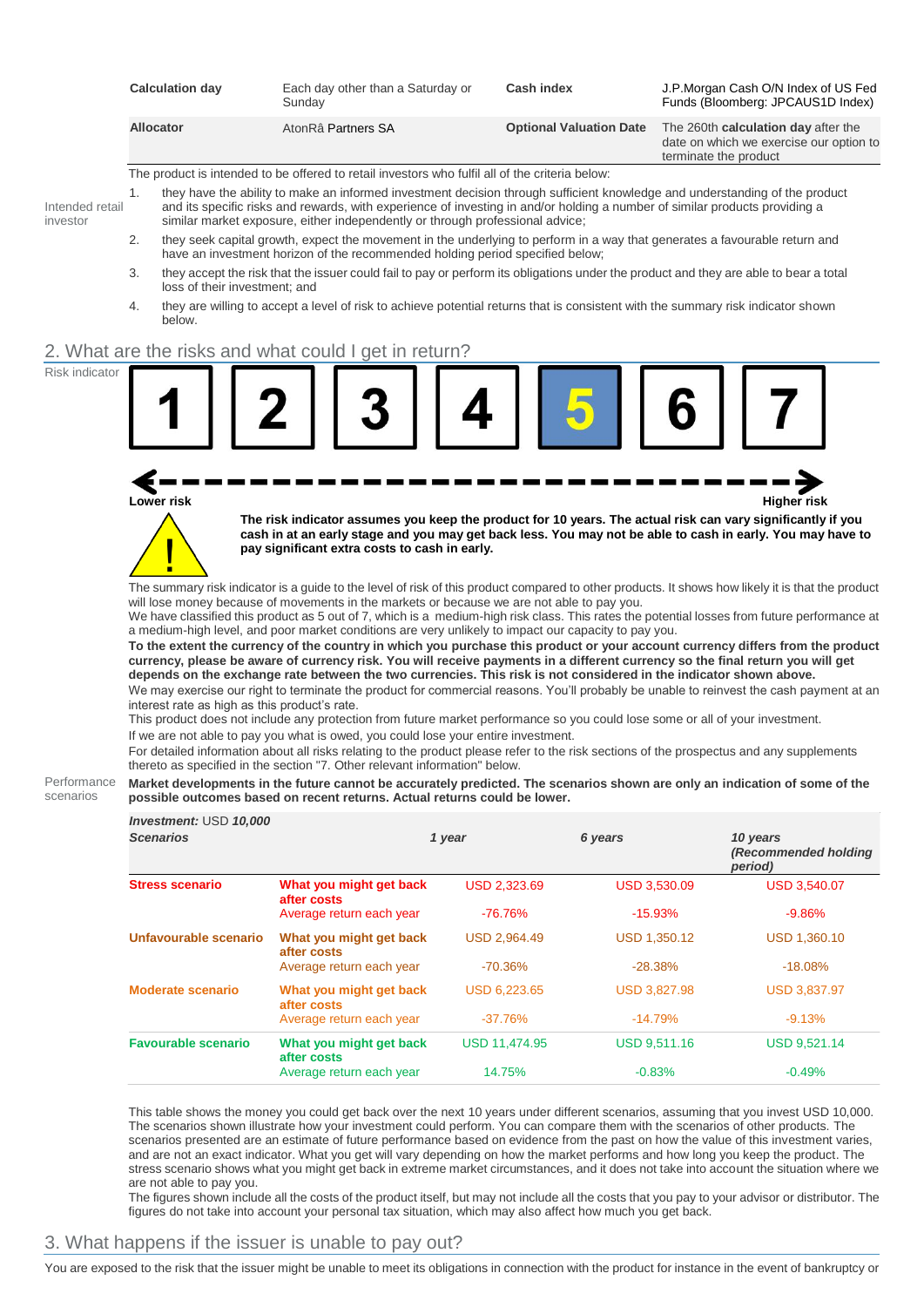| | | | |
|---|---|---|---|
| **Calculation day** | Each day other than a Saturday or Sunday | **Cash index** | J.P.Morgan Cash O/N Index of US Fed Funds (Bloomberg: JPCAUS1D Index) |
| **Allocator** | AtonRâ Partners SA | **Optional Valuation Date** | The 260th **calculation day** after the date on which we exercise our option to terminate the product |

Intended retail investor

The product is intended to be offered to retail investors who fulfil all of the criteria below:

1. they have the ability to make an informed investment decision through sufficient knowledge and understanding of the product and its specific risks and rewards, with experience of investing in and/or holding a number of similar products providing a similar market exposure, either independently or through professional advice;
2. they seek capital growth, expect the movement in the underlying to perform in a way that generates a favourable return and have an investment horizon of the recommended holding period specified below;
3. they accept the risk that the issuer could fail to pay or perform its obligations under the product and they are able to bear a total loss of their investment; and
4. they are willing to accept a level of risk to achieve potential returns that is consistent with the summary risk indicator shown below.

## 2. What are the risks and what could I get in return?

Risk indicator

1 | 2 | 3 | 4 | **5** | 6 | 7

Lower risk ← → Higher risk

**The risk indicator assumes you keep the product for 10 years. The actual risk can vary significantly if you cash in at an early stage and you may get back less. You may not be able to cash in early. You may have to pay significant extra costs to cash in early.**

The summary risk indicator is a guide to the level of risk of this product compared to other products. It shows how likely it is that the product will lose money because of movements in the markets or because we are not able to pay you.

We have classified this product as 5 out of 7, which is a medium-high risk class. This rates the potential losses from future performance at a medium-high level, and poor market conditions are very unlikely to impact our capacity to pay you.

**To the extent the currency of the country in which you purchase this product or your account currency differs from the product currency, please be aware of currency risk. You will receive payments in a different currency so the final return you will get depends on the exchange rate between the two currencies. This risk is not considered in the indicator shown above.**

We may exercise our right to terminate the product for commercial reasons. You'll probably be unable to reinvest the cash payment at an interest rate as high as this product's rate.

This product does not include any protection from future market performance so you could lose some or all of your investment.

If we are not able to pay you what is owed, you could lose your entire investment.

For detailed information about all risks relating to the product please refer to the risk sections of the prospectus and any supplements thereto as specified in the section "7. Other relevant information" below.

Performance scenarios

**Market developments in the future cannot be accurately predicted. The scenarios shown are only an indication of some of the possible outcomes based on recent returns. Actual returns could be lower.**

| ***Investment:*** USD ***10,000*** ***Scenarios*** | | ***1 year*** | ***6 years*** | ***10 years (Recommended holding period)*** |
|---|---|---|---|---|
| **Stress scenario** | **What you might get back after costs** | USD 2,323.69 | USD 3,530.09 | USD 3,540.07 |
| | Average return each year | -76.76% | -15.93% | -9.86% |
| **Unfavourable scenario** | **What you might get back after costs** | USD 2,964.49 | USD 1,350.12 | USD 1,360.10 |
| | Average return each year | -70.36% | -28.38% | -18.08% |
| **Moderate scenario** | **What you might get back after costs** | USD 6,223.65 | USD 3,827.98 | USD 3,837.97 |
| | Average return each year | -37.76% | -14.79% | -9.13% |
| **Favourable scenario** | **What you might get back after costs** | USD 11,474.95 | USD 9,511.16 | USD 9,521.14 |
| | Average return each year | 14.75% | -0.83% | -0.49% |

This table shows the money you could get back over the next 10 years under different scenarios, assuming that you invest USD 10,000. The scenarios shown illustrate how your investment could perform. You can compare them with the scenarios of other products. The scenarios presented are an estimate of future performance based on evidence from the past on how the value of this investment varies, and are not an exact indicator. What you get will vary depending on how the market performs and how long you keep the product. The stress scenario shows what you might get back in extreme market circumstances, and it does not take into account the situation where we are not able to pay you.

The figures shown include all the costs of the product itself, but may not include all the costs that you pay to your advisor or distributor. The figures do not take into account your personal tax situation, which may also affect how much you get back.

## 3. What happens if the issuer is unable to pay out?

You are exposed to the risk that the issuer might be unable to meet its obligations in connection with the product for instance in the event of bankruptcy or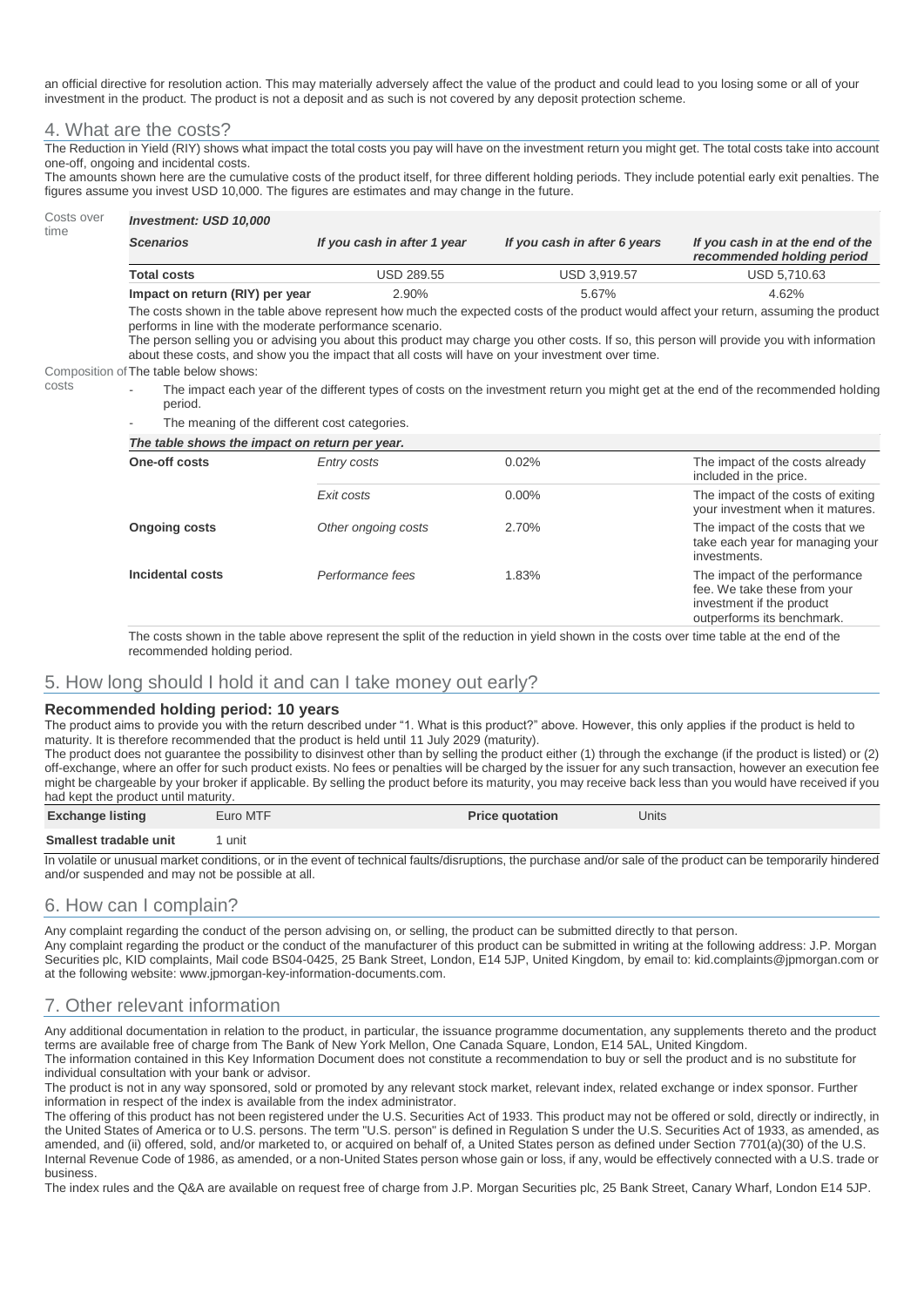an official directive for resolution action. This may materially adversely affect the value of the product and could lead to you losing some or all of your investment in the product. The product is not a deposit and as such is not covered by any deposit protection scheme.

## 4. What are the costs?

The Reduction in Yield (RIY) shows what impact the total costs you pay will have on the investment return you might get. The total costs take into account one-off, ongoing and incidental costs.

The amounts shown here are the cumulative costs of the product itself, for three different holding periods. They include potential early exit penalties. The figures assume you invest USD 10,000. The figures are estimates and may change in the future.

**Costs over time**

| *Investment: USD 10,000* | | | |
|---|---|---|---|
| ***Scenarios*** | ***If you cash in after 1 year*** | ***If you cash in after 6 years*** | ***If you cash in at the end of the recommended holding period*** |
| **Total costs** | USD 289.55 | USD 3,919.57 | USD 5,710.63 |
| **Impact on return (RIY) per year** | 2.90% | 5.67% | 4.62% |

The costs shown in the table above represent how much the expected costs of the product would affect your return, assuming the product performs in line with the moderate performance scenario.

The person selling you or advising you about this product may charge you other costs. If so, this person will provide you with information about these costs, and show you the impact that all costs will have on your investment over time.

**Composition of costs**

The table below shows:

- The impact each year of the different types of costs on the investment return you might get at the end of the recommended holding period.
- The meaning of the different cost categories.

| *The table shows the impact on return per year.* | | | |
|---|---|---|---|
| **One-off costs** | *Entry costs* | 0.02% | The impact of the costs already included in the price. |
| | *Exit costs* | 0.00% | The impact of the costs of exiting your investment when it matures. |
| **Ongoing costs** | *Other ongoing costs* | 2.70% | The impact of the costs that we take each year for managing your investments. |
| **Incidental costs** | *Performance fees* | 1.83% | The impact of the performance fee. We take these from your investment if the product outperforms its benchmark. |

The costs shown in the table above represent the split of the reduction in yield shown in the costs over time table at the end of the recommended holding period.

## 5. How long should I hold it and can I take money out early?

### Recommended holding period: 10 years

The product aims to provide you with the return described under "1. What is this product?" above. However, this only applies if the product is held to maturity. It is therefore recommended that the product is held until 11 July 2029 (maturity).

The product does not guarantee the possibility to disinvest other than by selling the product either (1) through the exchange (if the product is listed) or (2) off-exchange, where an offer for such product exists. No fees or penalties will be charged by the issuer for any such transaction, however an execution fee might be chargeable by your broker if applicable. By selling the product before its maturity, you may receive back less than you would have received if you had kept the product until maturity.

| **Exchange listing** | Euro MTF | **Price quotation** | Units |
|---|---|---|---|
| **Smallest tradable unit** | 1 unit | | |

In volatile or unusual market conditions, or in the event of technical faults/disruptions, the purchase and/or sale of the product can be temporarily hindered and/or suspended and may not be possible at all.

## 6. How can I complain?

Any complaint regarding the conduct of the person advising on, or selling, the product can be submitted directly to that person.

Any complaint regarding the product or the conduct of the manufacturer of this product can be submitted in writing at the following address: J.P. Morgan Securities plc, KID complaints, Mail code BS04-0425, 25 Bank Street, London, E14 5JP, United Kingdom, by email to: kid.complaints@jpmorgan.com or at the following website: www.jpmorgan-key-information-documents.com.

## 7. Other relevant information

Any additional documentation in relation to the product, in particular, the issuance programme documentation, any supplements thereto and the product terms are available free of charge from The Bank of New York Mellon, One Canada Square, London, E14 5AL, United Kingdom.

The information contained in this Key Information Document does not constitute a recommendation to buy or sell the product and is no substitute for individual consultation with your bank or advisor.

The product is not in any way sponsored, sold or promoted by any relevant stock market, relevant index, related exchange or index sponsor. Further information in respect of the index is available from the index administrator.

The offering of this product has not been registered under the U.S. Securities Act of 1933. This product may not be offered or sold, directly or indirectly, in the United States of America or to U.S. persons. The term "U.S. person" is defined in Regulation S under the U.S. Securities Act of 1933, as amended, as amended, and (ii) offered, sold, and/or marketed to, or acquired on behalf of, a United States person as defined under Section 7701(a)(30) of the U.S. Internal Revenue Code of 1986, as amended, or a non-United States person whose gain or loss, if any, would be effectively connected with a U.S. trade or business.

The index rules and the Q&A are available on request free of charge from J.P. Morgan Securities plc, 25 Bank Street, Canary Wharf, London E14 5JP.